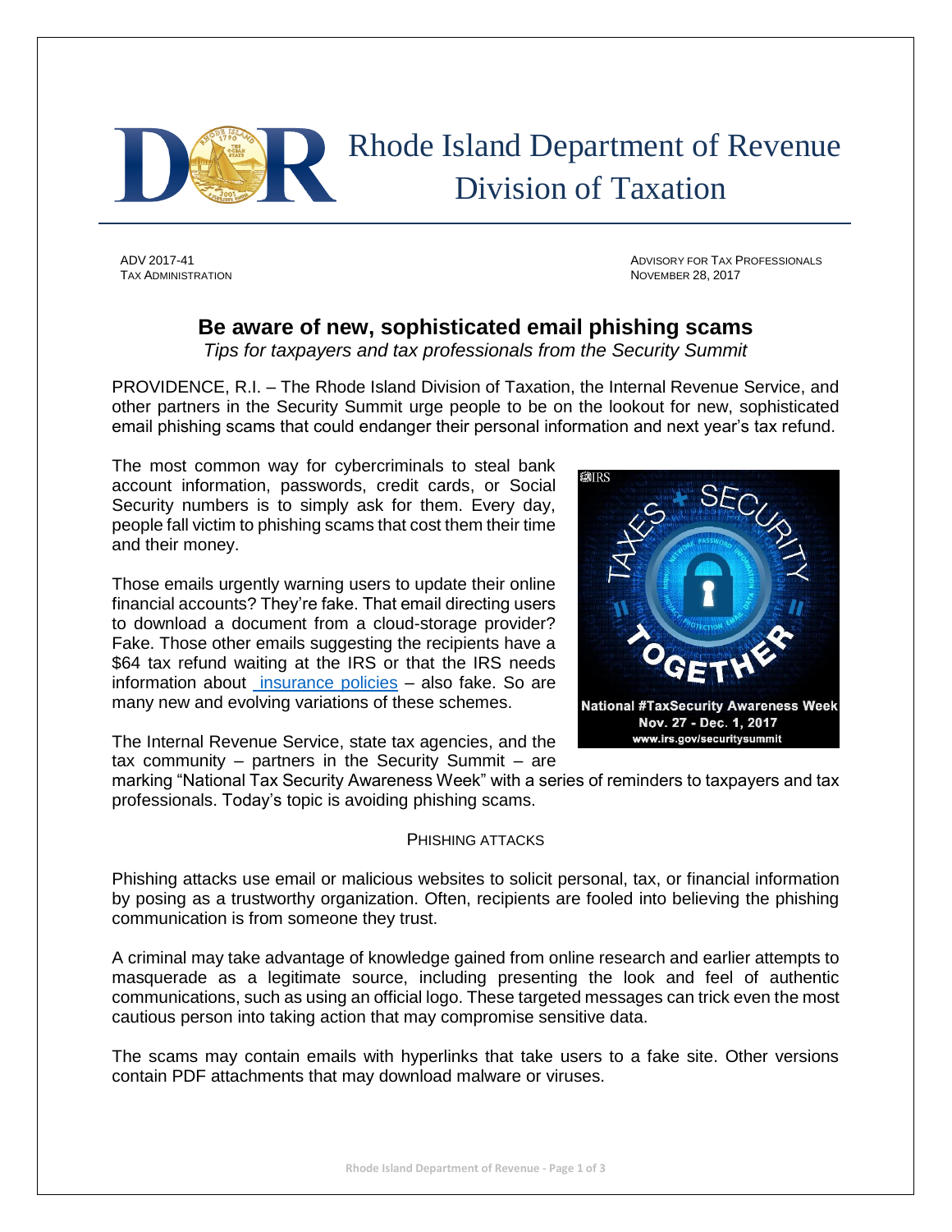# Rhode Island Department of Revenue
## Division of Taxation

ADV 2017-41
TAX ADMINISTRATION

ADVISORY FOR TAX PROFESSIONALS
NOVEMBER 28, 2017

## Be aware of new, sophisticated email phishing scams

*Tips for taxpayers and tax professionals from the Security Summit*

PROVIDENCE, R.I. – The Rhode Island Division of Taxation, the Internal Revenue Service, and other partners in the Security Summit urge people to be on the lookout for new, sophisticated email phishing scams that could endanger their personal information and next year's tax refund.

The most common way for cybercriminals to steal bank account information, passwords, credit cards, or Social Security numbers is to simply ask for them. Every day, people fall victim to phishing scams that cost them their time and their money.

Those emails urgently warning users to update their online financial accounts? They're fake. That email directing users to download a document from a cloud-storage provider? Fake. Those other emails suggesting the recipients have a $64 tax refund waiting at the IRS or that the IRS needs information about insurance policies – also fake. So are many new and evolving variations of these schemes.

National #TaxSecurity Awareness Week
Nov. 27 - Dec. 1, 2017
www.irs.gov/securitysummit

The Internal Revenue Service, state tax agencies, and the tax community – partners in the Security Summit – are marking "National Tax Security Awareness Week" with a series of reminders to taxpayers and tax professionals. Today's topic is avoiding phishing scams.

### PHISHING ATTACKS

Phishing attacks use email or malicious websites to solicit personal, tax, or financial information by posing as a trustworthy organization. Often, recipients are fooled into believing the phishing communication is from someone they trust.

A criminal may take advantage of knowledge gained from online research and earlier attempts to masquerade as a legitimate source, including presenting the look and feel of authentic communications, such as using an official logo. These targeted messages can trick even the most cautious person into taking action that may compromise sensitive data.

The scams may contain emails with hyperlinks that take users to a fake site. Other versions contain PDF attachments that may download malware or viruses.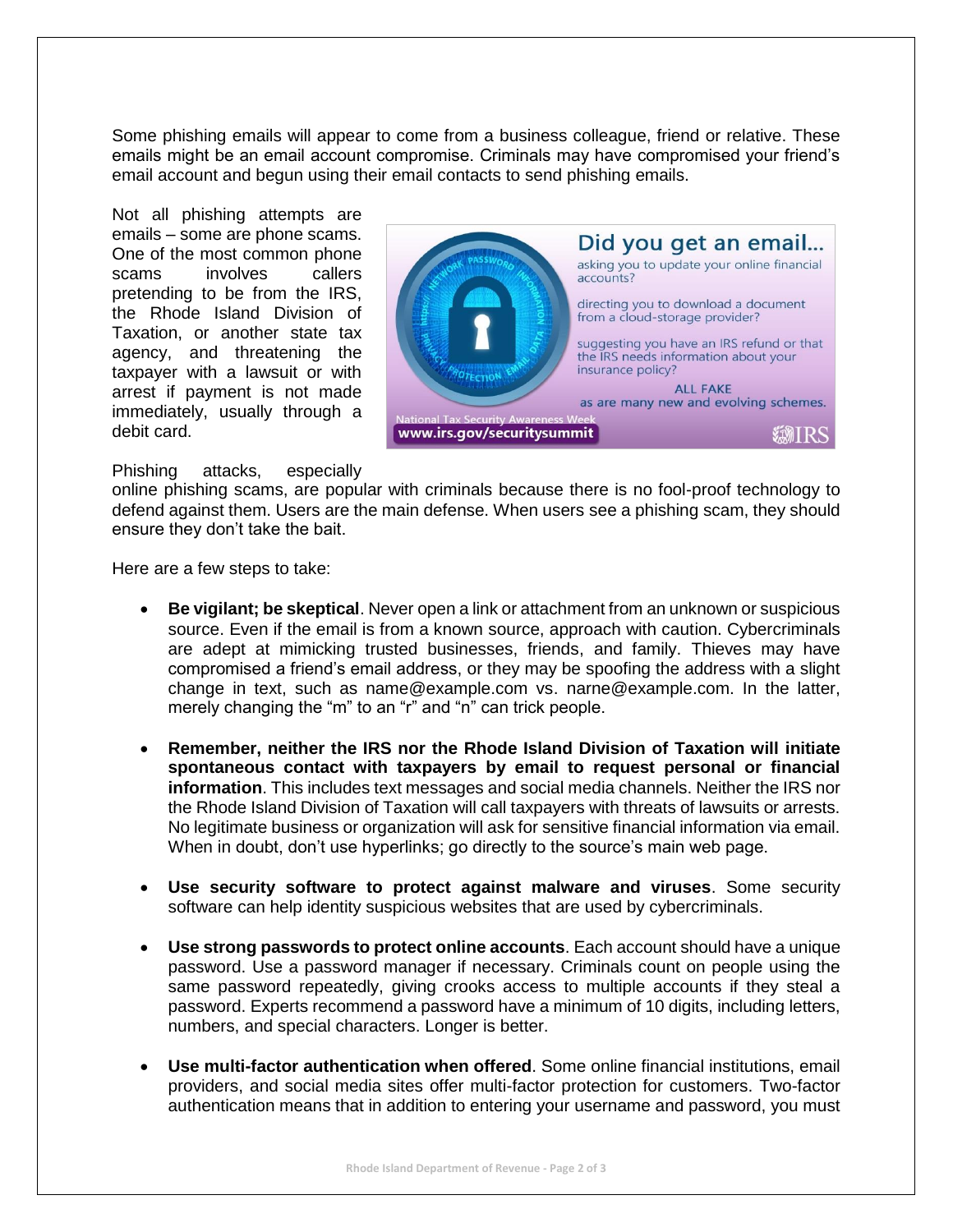Some phishing emails will appear to come from a business colleague, friend or relative. These emails might be an email account compromise. Criminals may have compromised your friend's email account and begun using their email contacts to send phishing emails.

Not all phishing attempts are emails – some are phone scams. One of the most common phone scams involves callers pretending to be from the IRS, the Rhode Island Division of Taxation, or another state tax agency, and threatening the taxpayer with a lawsuit or with arrest if payment is not made immediately, usually through a debit card.

Phishing attacks, especially online phishing scams, are popular with criminals because there is no fool-proof technology to defend against them. Users are the main defense. When users see a phishing scam, they should ensure they don't take the bait.

Here are a few steps to take:

- **Be vigilant; be skeptical**. Never open a link or attachment from an unknown or suspicious source. Even if the email is from a known source, approach with caution. Cybercriminals are adept at mimicking trusted businesses, friends, and family. Thieves may have compromised a friend's email address, or they may be spoofing the address with a slight change in text, such as name@example.com vs. narne@example.com. In the latter, merely changing the "m" to an "r" and "n" can trick people.

- **Remember, neither the IRS nor the Rhode Island Division of Taxation will initiate spontaneous contact with taxpayers by email to request personal or financial information**. This includes text messages and social media channels. Neither the IRS nor the Rhode Island Division of Taxation will call taxpayers with threats of lawsuits or arrests. No legitimate business or organization will ask for sensitive financial information via email. When in doubt, don't use hyperlinks; go directly to the source's main web page.

- **Use security software to protect against malware and viruses**. Some security software can help identity suspicious websites that are used by cybercriminals.

- **Use strong passwords to protect online accounts**. Each account should have a unique password. Use a password manager if necessary. Criminals count on people using the same password repeatedly, giving crooks access to multiple accounts if they steal a password. Experts recommend a password have a minimum of 10 digits, including letters, numbers, and special characters. Longer is better.

- **Use multi-factor authentication when offered**. Some online financial institutions, email providers, and social media sites offer multi-factor protection for customers. Two-factor authentication means that in addition to entering your username and password, you must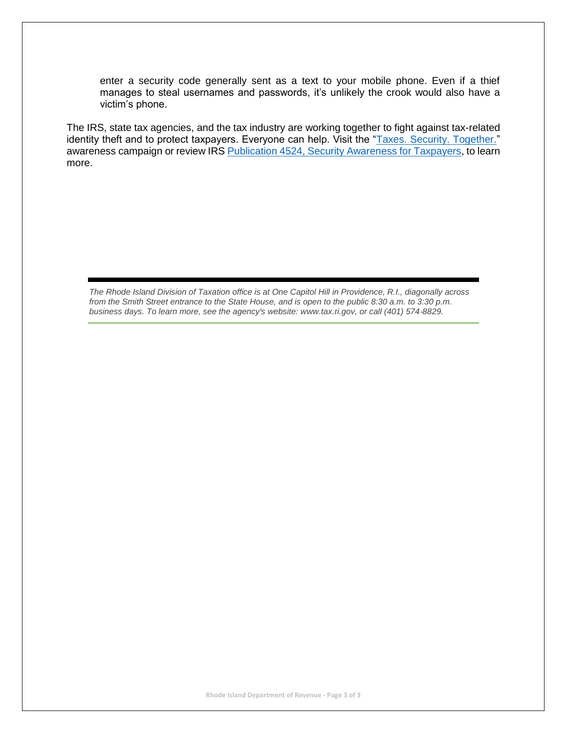enter a security code generally sent as a text to your mobile phone. Even if a thief manages to steal usernames and passwords, it's unlikely the crook would also have a victim's phone.

The IRS, state tax agencies, and the tax industry are working together to fight against tax-related identity theft and to protect taxpayers. Everyone can help. Visit the "Taxes. Security. Together." awareness campaign or review IRS Publication 4524, Security Awareness for Taxpayers, to learn more.

---

*The Rhode Island Division of Taxation office is at One Capitol Hill in Providence, R.I., diagonally across from the Smith Street entrance to the State House, and is open to the public 8:30 a.m. to 3:30 p.m. business days. To learn more, see the agency's website: www.tax.ri.gov, or call (401) 574-8829.*